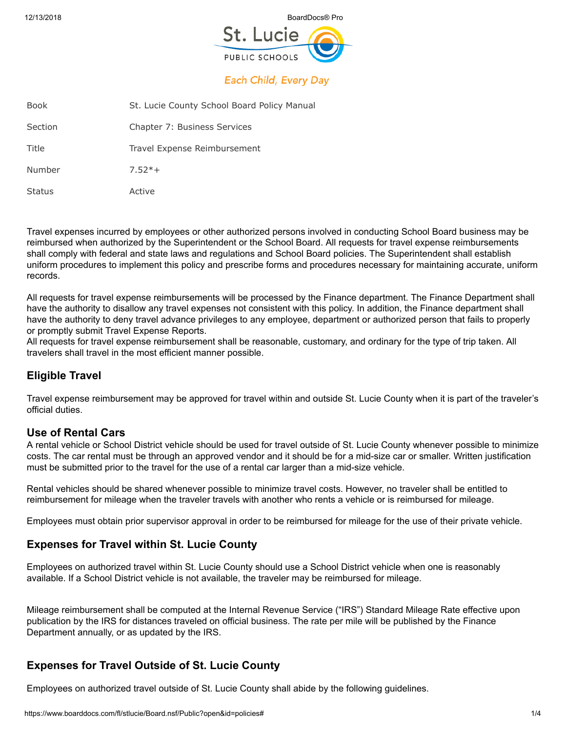St. Lucie PUBLIC SCHOOLS

*Each Child, Every Day*

| | |
|---|---|
| Book | St. Lucie County School Board Policy Manual |
| Section | Chapter 7: Business Services |
| Title | Travel Expense Reimbursement |
| Number | 7.52*+ |
| Status | Active |

Travel expenses incurred by employees or other authorized persons involved in conducting School Board business may be reimbursed when authorized by the Superintendent or the School Board. All requests for travel expense reimbursements shall comply with federal and state laws and regulations and School Board policies. The Superintendent shall establish uniform procedures to implement this policy and prescribe forms and procedures necessary for maintaining accurate, uniform records.

All requests for travel expense reimbursements will be processed by the Finance department. The Finance Department shall have the authority to disallow any travel expenses not consistent with this policy. In addition, the Finance department shall have the authority to deny travel advance privileges to any employee, department or authorized person that fails to properly or promptly submit Travel Expense Reports.
All requests for travel expense reimbursement shall be reasonable, customary, and ordinary for the type of trip taken. All travelers shall travel in the most efficient manner possible.

## Eligible Travel

Travel expense reimbursement may be approved for travel within and outside St. Lucie County when it is part of the traveler's official duties.

### Use of Rental Cars

A rental vehicle or School District vehicle should be used for travel outside of St. Lucie County whenever possible to minimize costs. The car rental must be through an approved vendor and it should be for a mid-size car or smaller. Written justification must be submitted prior to the travel for the use of a rental car larger than a mid-size vehicle.

Rental vehicles should be shared whenever possible to minimize travel costs. However, no traveler shall be entitled to reimbursement for mileage when the traveler travels with another who rents a vehicle or is reimbursed for mileage.

Employees must obtain prior supervisor approval in order to be reimbursed for mileage for the use of their private vehicle.

## Expenses for Travel within St. Lucie County

Employees on authorized travel within St. Lucie County should use a School District vehicle when one is reasonably available. If a School District vehicle is not available, the traveler may be reimbursed for mileage.

Mileage reimbursement shall be computed at the Internal Revenue Service ("IRS") Standard Mileage Rate effective upon publication by the IRS for distances traveled on official business. The rate per mile will be published by the Finance Department annually, or as updated by the IRS.

## Expenses for Travel Outside of St. Lucie County

Employees on authorized travel outside of St. Lucie County shall abide by the following guidelines.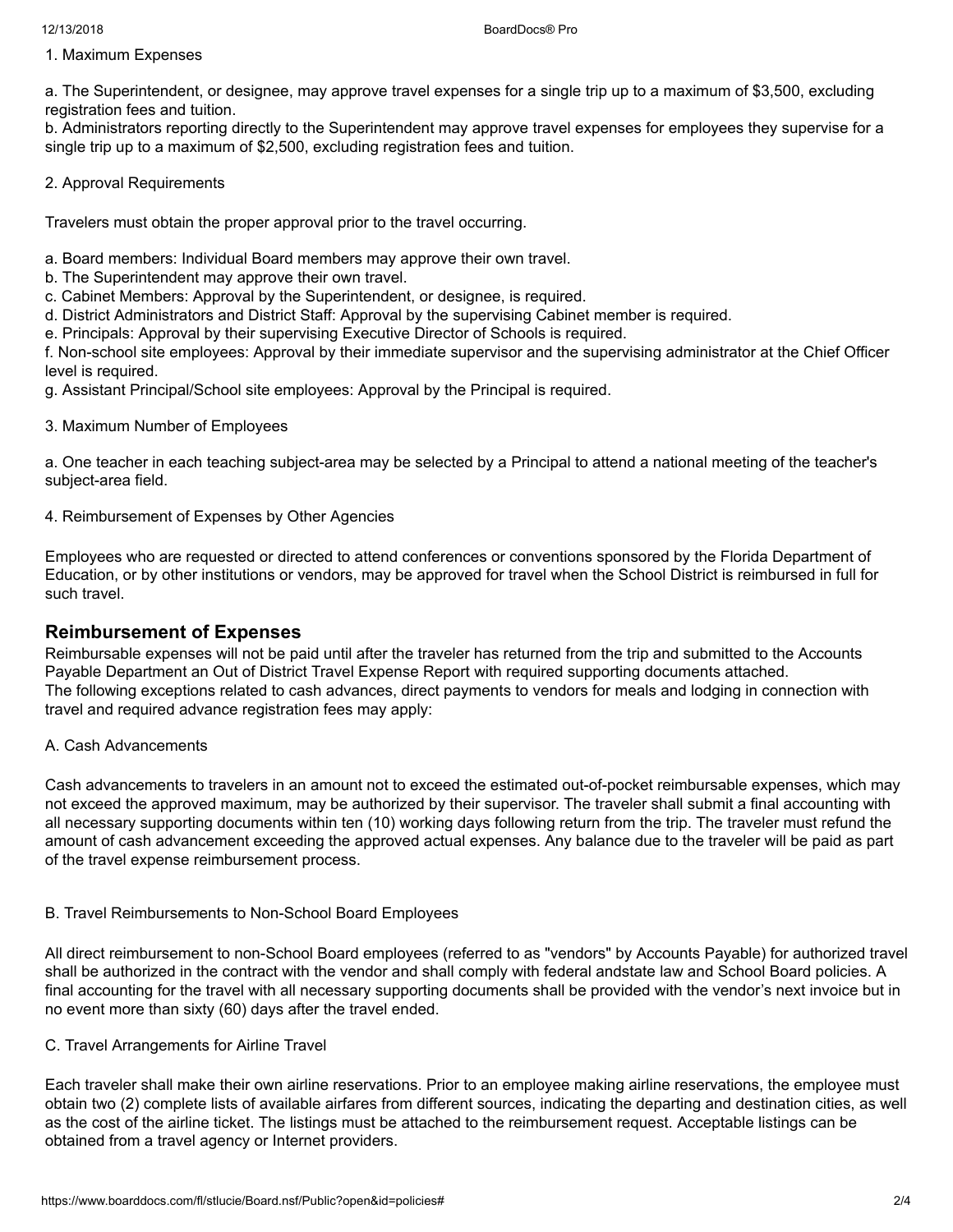1. Maximum Expenses

a. The Superintendent, or designee, may approve travel expenses for a single trip up to a maximum of $3,500, excluding registration fees and tuition.
b. Administrators reporting directly to the Superintendent may approve travel expenses for employees they supervise for a single trip up to a maximum of $2,500, excluding registration fees and tuition.

2. Approval Requirements

Travelers must obtain the proper approval prior to the travel occurring.

a. Board members: Individual Board members may approve their own travel.
b. The Superintendent may approve their own travel.
c. Cabinet Members: Approval by the Superintendent, or designee, is required.
d. District Administrators and District Staff: Approval by the supervising Cabinet member is required.
e. Principals: Approval by their supervising Executive Director of Schools is required.
f. Non-school site employees: Approval by their immediate supervisor and the supervising administrator at the Chief Officer level is required.
g. Assistant Principal/School site employees: Approval by the Principal is required.

3. Maximum Number of Employees

a. One teacher in each teaching subject-area may be selected by a Principal to attend a national meeting of the teacher's subject-area field.

4. Reimbursement of Expenses by Other Agencies

Employees who are requested or directed to attend conferences or conventions sponsored by the Florida Department of Education, or by other institutions or vendors, may be approved for travel when the School District is reimbursed in full for such travel.

## Reimbursement of Expenses

Reimbursable expenses will not be paid until after the traveler has returned from the trip and submitted to the Accounts Payable Department an Out of District Travel Expense Report with required supporting documents attached.
The following exceptions related to cash advances, direct payments to vendors for meals and lodging in connection with travel and required advance registration fees may apply:

A. Cash Advancements

Cash advancements to travelers in an amount not to exceed the estimated out-of-pocket reimbursable expenses, which may not exceed the approved maximum, may be authorized by their supervisor. The traveler shall submit a final accounting with all necessary supporting documents within ten (10) working days following return from the trip. The traveler must refund the amount of cash advancement exceeding the approved actual expenses. Any balance due to the traveler will be paid as part of the travel expense reimbursement process.

B. Travel Reimbursements to Non-School Board Employees

All direct reimbursement to non-School Board employees (referred to as "vendors" by Accounts Payable) for authorized travel shall be authorized in the contract with the vendor and shall comply with federal andstate law and School Board policies. A final accounting for the travel with all necessary supporting documents shall be provided with the vendor's next invoice but in no event more than sixty (60) days after the travel ended.

C. Travel Arrangements for Airline Travel

Each traveler shall make their own airline reservations. Prior to an employee making airline reservations, the employee must obtain two (2) complete lists of available airfares from different sources, indicating the departing and destination cities, as well as the cost of the airline ticket. The listings must be attached to the reimbursement request. Acceptable listings can be obtained from a travel agency or Internet providers.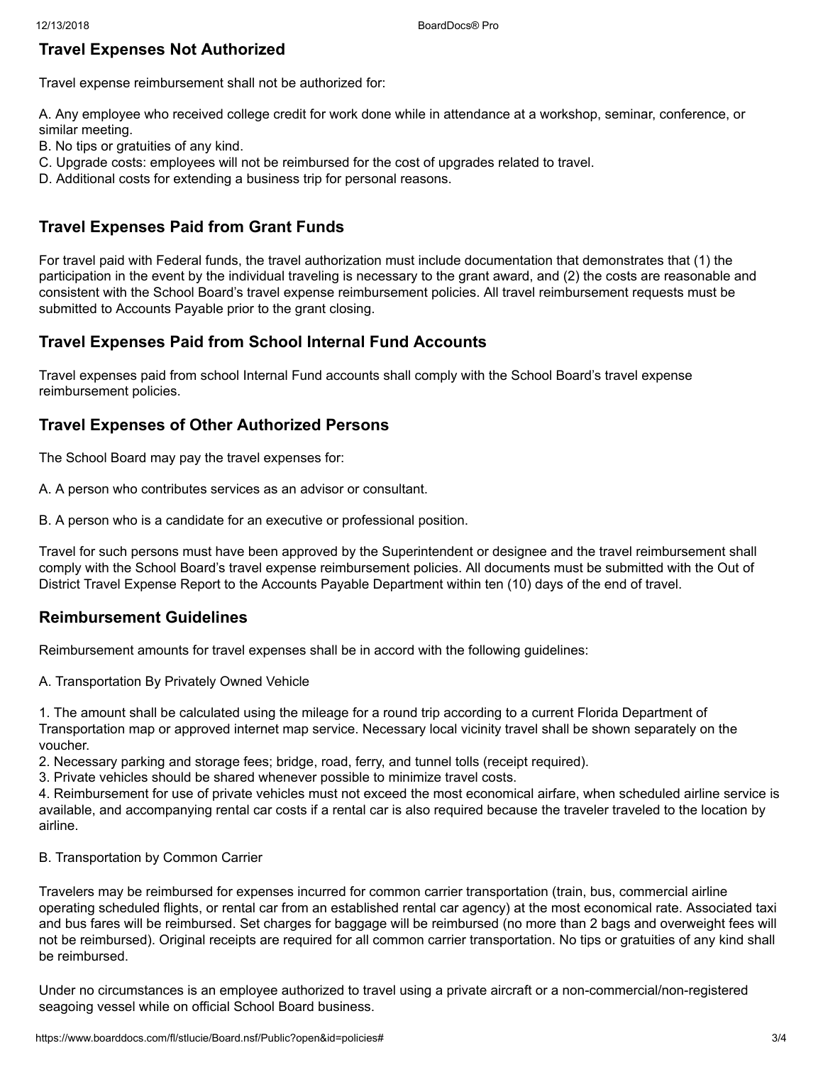## Travel Expenses Not Authorized

Travel expense reimbursement shall not be authorized for:

A. Any employee who received college credit for work done while in attendance at a workshop, seminar, conference, or similar meeting.
B. No tips or gratuities of any kind.
C. Upgrade costs: employees will not be reimbursed for the cost of upgrades related to travel.
D. Additional costs for extending a business trip for personal reasons.

## Travel Expenses Paid from Grant Funds

For travel paid with Federal funds, the travel authorization must include documentation that demonstrates that (1) the participation in the event by the individual traveling is necessary to the grant award, and (2) the costs are reasonable and consistent with the School Board's travel expense reimbursement policies. All travel reimbursement requests must be submitted to Accounts Payable prior to the grant closing.

## Travel Expenses Paid from School Internal Fund Accounts

Travel expenses paid from school Internal Fund accounts shall comply with the School Board's travel expense reimbursement policies.

## Travel Expenses of Other Authorized Persons

The School Board may pay the travel expenses for:

A. A person who contributes services as an advisor or consultant.

B. A person who is a candidate for an executive or professional position.

Travel for such persons must have been approved by the Superintendent or designee and the travel reimbursement shall comply with the School Board's travel expense reimbursement policies. All documents must be submitted with the Out of District Travel Expense Report to the Accounts Payable Department within ten (10) days of the end of travel.

## Reimbursement Guidelines

Reimbursement amounts for travel expenses shall be in accord with the following guidelines:

A. Transportation By Privately Owned Vehicle

1. The amount shall be calculated using the mileage for a round trip according to a current Florida Department of Transportation map or approved internet map service. Necessary local vicinity travel shall be shown separately on the voucher.
2. Necessary parking and storage fees; bridge, road, ferry, and tunnel tolls (receipt required).
3. Private vehicles should be shared whenever possible to minimize travel costs.
4. Reimbursement for use of private vehicles must not exceed the most economical airfare, when scheduled airline service is available, and accompanying rental car costs if a rental car is also required because the traveler traveled to the location by airline.

B. Transportation by Common Carrier

Travelers may be reimbursed for expenses incurred for common carrier transportation (train, bus, commercial airline operating scheduled flights, or rental car from an established rental car agency) at the most economical rate. Associated taxi and bus fares will be reimbursed. Set charges for baggage will be reimbursed (no more than 2 bags and overweight fees will not be reimbursed). Original receipts are required for all common carrier transportation. No tips or gratuities of any kind shall be reimbursed.

Under no circumstances is an employee authorized to travel using a private aircraft or a non-commercial/non-registered seagoing vessel while on official School Board business.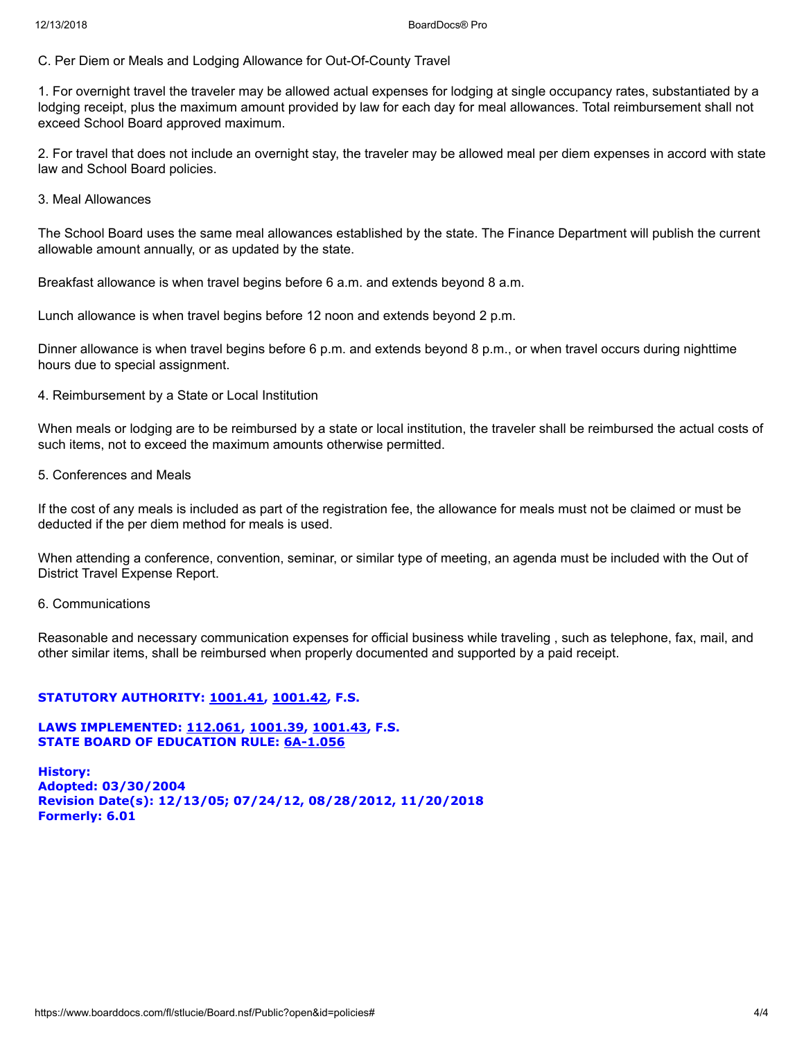C. Per Diem or Meals and Lodging Allowance for Out-Of-County Travel

1. For overnight travel the traveler may be allowed actual expenses for lodging at single occupancy rates, substantiated by a lodging receipt, plus the maximum amount provided by law for each day for meal allowances. Total reimbursement shall not exceed School Board approved maximum.

2. For travel that does not include an overnight stay, the traveler may be allowed meal per diem expenses in accord with state law and School Board policies.

3. Meal Allowances

The School Board uses the same meal allowances established by the state. The Finance Department will publish the current allowable amount annually, or as updated by the state.

Breakfast allowance is when travel begins before 6 a.m. and extends beyond 8 a.m.

Lunch allowance is when travel begins before 12 noon and extends beyond 2 p.m.

Dinner allowance is when travel begins before 6 p.m. and extends beyond 8 p.m., or when travel occurs during nighttime hours due to special assignment.

4. Reimbursement by a State or Local Institution

When meals or lodging are to be reimbursed by a state or local institution, the traveler shall be reimbursed the actual costs of such items, not to exceed the maximum amounts otherwise permitted.

5. Conferences and Meals

If the cost of any meals is included as part of the registration fee, the allowance for meals must not be claimed or must be deducted if the per diem method for meals is used.

When attending a conference, convention, seminar, or similar type of meeting, an agenda must be included with the Out of District Travel Expense Report.

6. Communications

Reasonable and necessary communication expenses for official business while traveling , such as telephone, fax, mail, and other similar items, shall be reimbursed when properly documented and supported by a paid receipt.

**STATUTORY AUTHORITY: 1001.41, 1001.42, F.S.**

**LAWS IMPLEMENTED: 112.061, 1001.39, 1001.43, F.S.**
**STATE BOARD OF EDUCATION RULE: 6A-1.056**

**History:**
**Adopted: 03/30/2004**
**Revision Date(s): 12/13/05; 07/24/12, 08/28/2012, 11/20/2018**
**Formerly: 6.01**